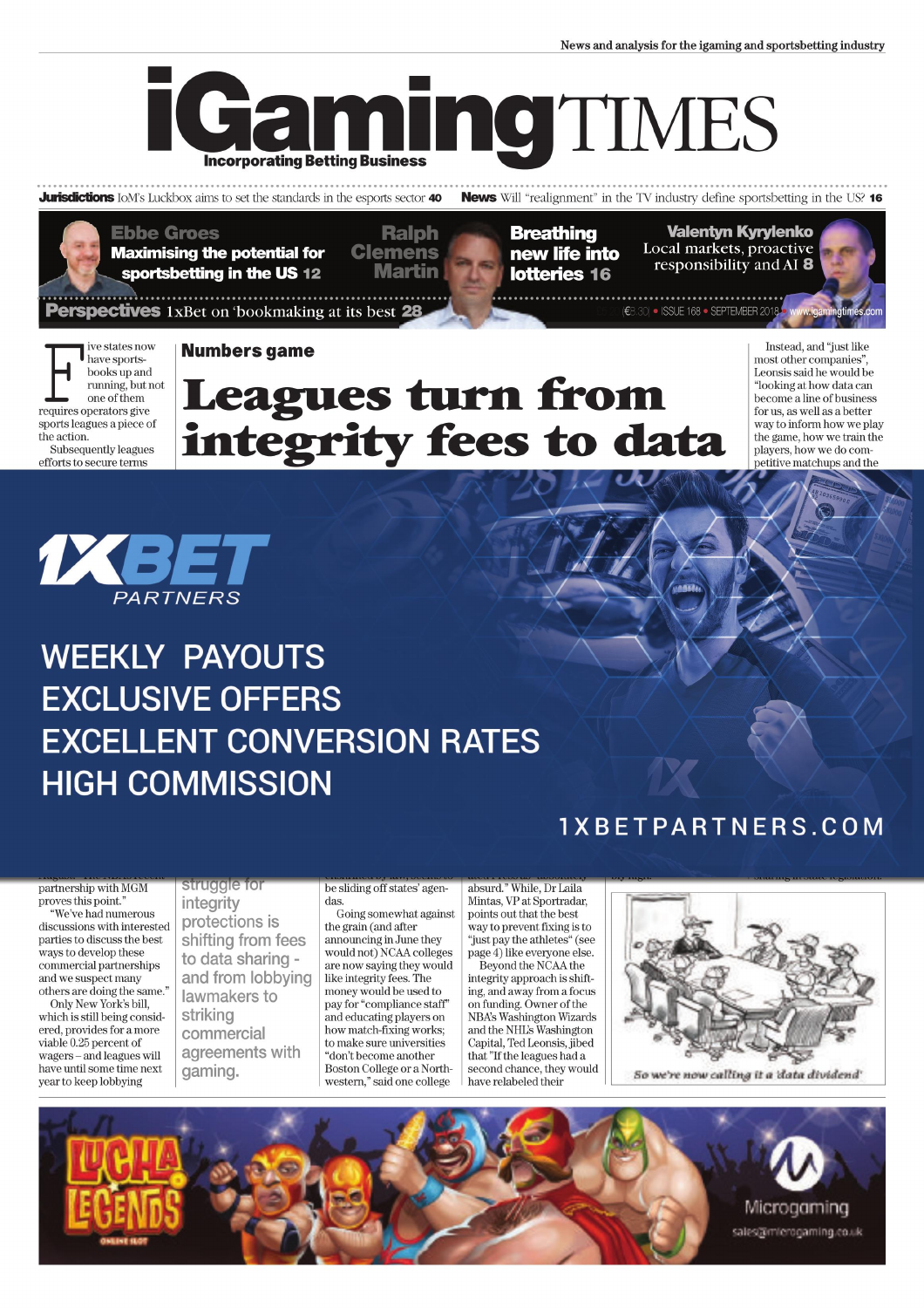News and analysis for the igaming and sportsbetting industry

# iGaming TIMES

Incorporating Betting Business

**Jurisdictions** IoM's Luckbox aims to set the standards in the esports sector **40** **News** Will "realignment" in the TV industry define sportsbetting in the US? **16**

**Ebbe Groes** Maximising the potential for sportsbetting in the US **12**

**Ralph Clemens Martin** Breathing new life into lotteries **16**

**Valentyn Kyrylenko** Local markets, proactive responsibility and AI **8**

**Perspectives** 1xBet on 'bookmaking at its best **28**

(€8.30) • ISSUE 168 • SEPTEMBER 2018 • www.igamingtimes.com

## Numbers game

# Leagues turn from integrity fees to data

Five states now have sportsbooks up and running, but not one of them requires operators give sports leagues a piece of the action.

Subsequently leagues efforts to secure terms

partnership with MGM proves this point."

"We've had numerous discussions with interested parties to discuss the best ways to develop these commercial partnerships and we suspect many others are doing the same."

Only New York's bill, which is still being considered, provides for a more viable 0.25 percent of wagers – and leagues will have until some time next year to keep lobbying

struggle for integrity protections is shifting from fees to data sharing - and from lobbying lawmakers to striking commercial agreements with gaming.

be sliding off states' agendas.

Going somewhat against the grain (and after announcing in June they would not) NCAA colleges are now saying they would like integrity fees. The money would be used to pay for "compliance staff" and educating players on how match-fixing works; to make sure universities "don't become another Boston College or a Northwestern," said one college

absurd." While, Dr Laila Mintas, VP at Sportradar, points out that the best way to prevent fixing is to "just pay the athletes" (see page 4) like everyone else.

Beyond the NCAA the integrity approach is shifting, and away from a focus on funding. Owner of the NBA's Washington Wizards and the NHL's Washington Capital, Ted Leonsis, jibed that "If the leagues had a second chance, they would have relabeled their

Instead, and "just like most other companies", Leonsis said he would be "looking at how data can become a line of business for us, as well as a better way to inform how we play the game, how we train the players, how we do competitive matchups and the

So we're now calling it a 'data dividend'

1XBET PARTNERS

WEEKLY PAYOUTS
EXCLUSIVE OFFERS
EXCELLENT CONVERSION RATES
HIGH COMMISSION

1XBETPARTNERS.COM

LUCHA LEGENDS ONLINE SLOT

Microgaming sales@microgaming.co.uk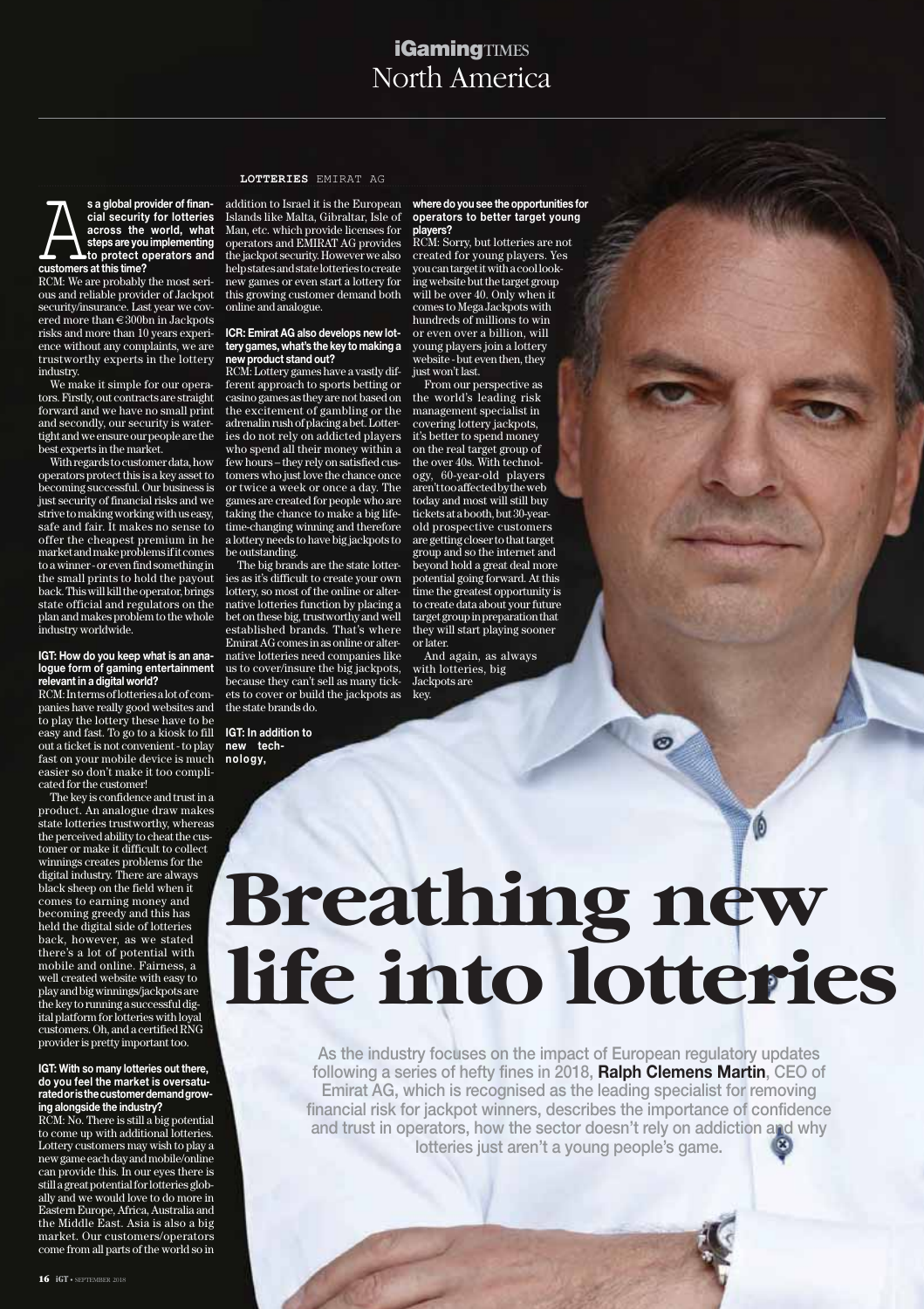LOTTERIES EMIRAT AG

# Breathing new life into lotteries

As the industry focuses on the impact of European regulatory updates following a series of hefty fines in 2018, **Ralph Clemens Martin**, CEO of Emirat AG, which is recognised as the leading specialist for removing financial risk for jackpot winners, describes the importance of confidence and trust in operators, how the sector doesn't rely on addiction and why lotteries just aren't a young people's game.

**As a global provider of financial security for lotteries across the world, what steps are you implementing to protect operators and customers at this time?**

RCM: We are probably the most serious and reliable provider of Jackpot security/insurance. Last year we covered more than €300bn in Jackpots risks and more than 10 years experience without any complaints, we are trustworthy experts in the lottery industry.

We make it simple for our operators. Firstly, out contracts are straight forward and we have no small print and secondly, our security is watertight and we ensure our people are the best experts in the market.

With regards to customer data, how operators protect this is a key asset to becoming successful. Our business is just security of financial risks and we strive to making working with us easy, safe and fair. It makes no sense to offer the cheapest premium in he market and make problems if it comes to a winner - or even find something in the small prints to hold the payout back. This will kill the operator, brings state official and regulators on the plan and makes problem to the whole industry worldwide.

**IGT: How do you keep what is an analogue form of gaming entertainment relevant in a digital world?**

RCM: In terms of lotteries a lot of companies have really good websites and to play the lottery these have to be easy and fast. To go to a kiosk to fill out a ticket is not convenient - to play fast on your mobile device is much easier so don't make it too complicated for the customer!

The key is confidence and trust in a product. An analogue draw makes state lotteries trustworthy, whereas the perceived ability to cheat the customer or make it difficult to collect winnings creates problems for the digital industry. There are always black sheep on the field when it comes to earning money and becoming greedy and this has held the digital side of lotteries back, however, as we stated there's a lot of potential with mobile and online. Fairness, a well created website with easy to play and big winnings/jackpots are the key to running a successful digital platform for lotteries with loyal customers. Oh, and a certified RNG provider is pretty important too.

**IGT: With so many lotteries out there, do you feel the market is oversaturated or is the customer demand growing alongside the industry?**

RCM: No. There is still a big potential to come up with additional lotteries. Lottery customers may wish to play a new game each day and mobile/online can provide this. In our eyes there is still a great potential for lotteries globally and we would love to do more in Eastern Europe, Africa, Australia and the Middle East. Asia is also a big market. Our customers/operators come from all parts of the world so in addition to Israel it is the European Islands like Malta, Gibraltar, Isle of Man, etc. which provide licenses for operators and EMIRAT AG provides the jackpot security. However we also help states and state lotteries to create new games or even start a lottery for this growing customer demand both online and analogue.

**ICR: Emirat AG also develops new lottery games, what's the key to making a new product stand out?**

RCM: Lottery games have a vastly different approach to sports betting or casino games as they are not based on the excitement of gambling or the adrenalin rush of placing a bet. Lotteries do not rely on addicted players who spend all their money within a few hours – they rely on satisfied customers who just love the chance once or twice a week or once a day. The games are created for people who are taking the chance to make a big lifetime-changing winning and therefore a lottery needs to have big jackpots to be outstanding.

The big brands are the state lotteries as it's difficult to create your own lottery, so most of the online or alternative lotteries function by placing a bet on these big, trustworthy and well established brands. That's where Emirat AG comes in as online or alternative lotteries need companies like us to cover/insure the big jackpots, because they can't sell as many tickets to cover or build the jackpots as the state brands do.

**IGT: In addition to new technology, where do you see the opportunities for operators to better target young players?**

RCM: Sorry, but lotteries are not created for young players. Yes you can target it with a cool looking website but the target group will be over 40. Only when it comes to Mega Jackpots with hundreds of millions to win or even over a billion, will young players join a lottery website - but even then, they just won't last.

From our perspective as the world's leading risk management specialist in covering lottery jackpots, it's better to spend money on the real target group of the over 40s. With technology, 60-year-old players aren't too affected by the web today and most will still buy tickets at a booth, but 30-year-old prospective customers are getting closer to that target group and so the internet and beyond hold a great deal more potential going forward. At this time the greatest opportunity is to create data about your future target group in preparation that they will start playing sooner or later.

And again, as always with lotteries, big Jackpots are key.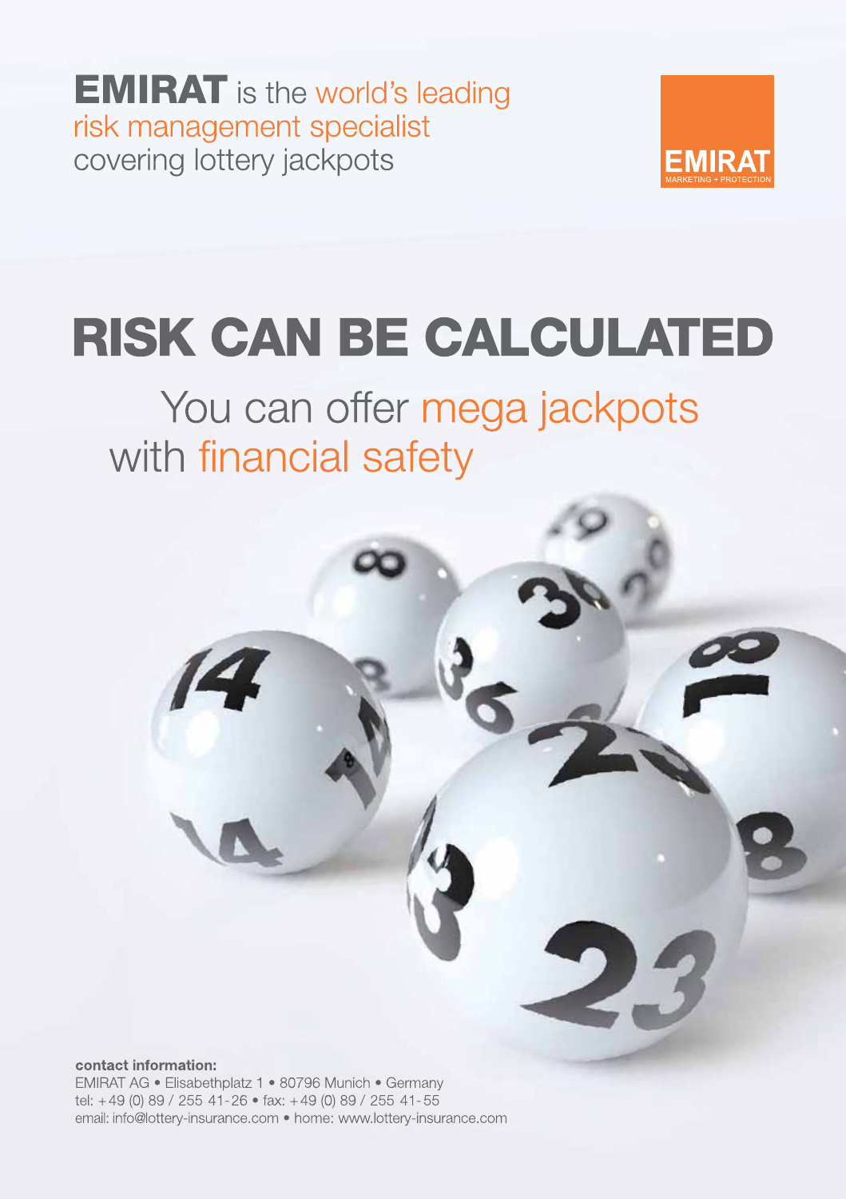**EMIRAT** is the world's leading risk management specialist covering lottery jackpots

EMIRAT
MARKETING + PROTECTION

# RISK CAN BE CALCULATED

## You can offer mega jackpots with financial safety

**contact information:**
EMIRAT AG • Elisabethplatz 1 • 80796 Munich • Germany
tel: +49 (0) 89 / 255 41-26 • fax: +49 (0) 89 / 255 41-55
email: info@lottery-insurance.com • home: www.lottery-insurance.com